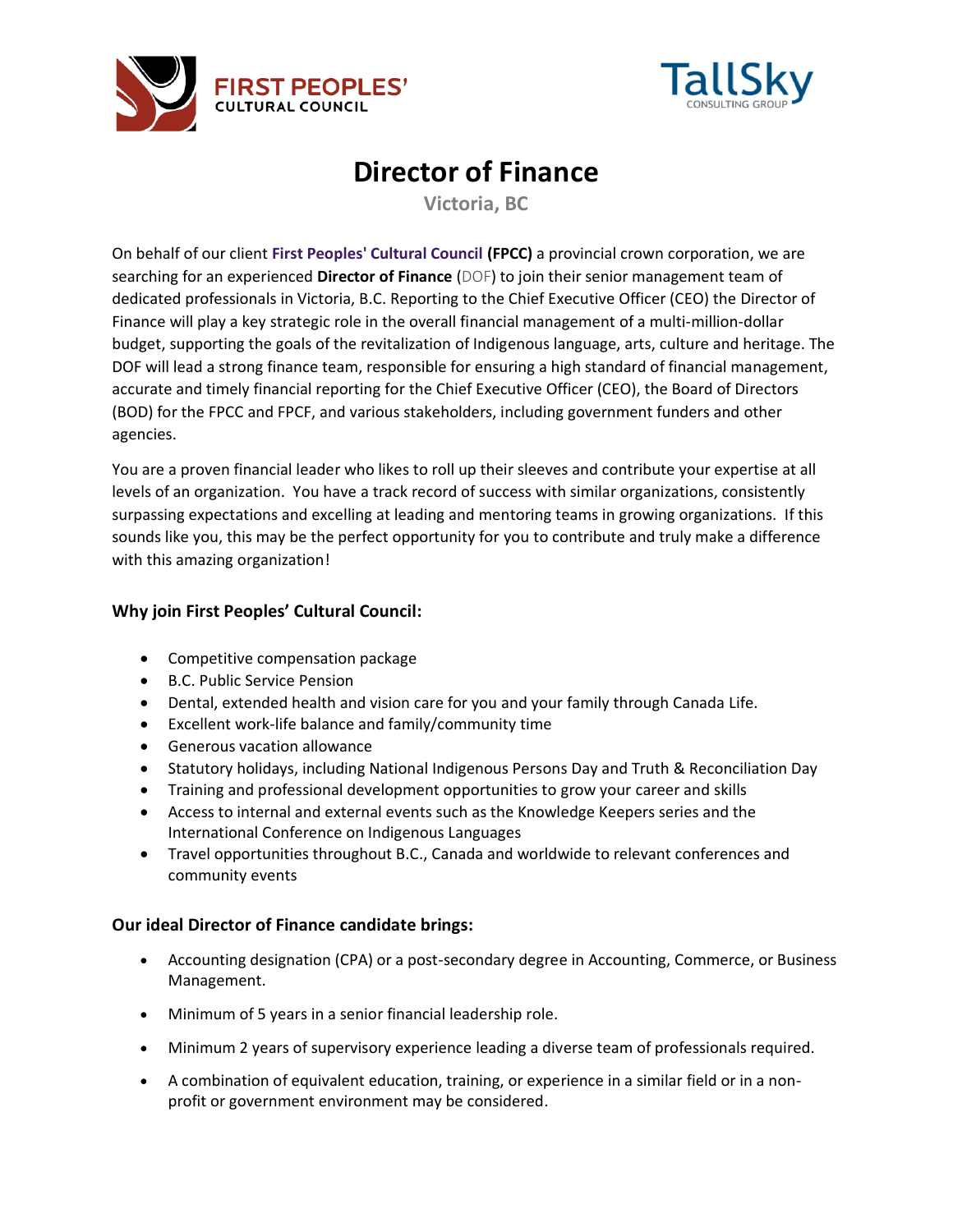# Director of Finance

**Victoria, BC**

On behalf of our client **First Peoples' Cultural Council (FPCC)** a provincial crown corporation, we are searching for an experienced **Director of Finance** (DOF) to join their senior management team of dedicated professionals in Victoria, B.C. Reporting to the Chief Executive Officer (CEO) the Director of Finance will play a key strategic role in the overall financial management of a multi-million-dollar budget, supporting the goals of the revitalization of Indigenous language, arts, culture and heritage. The DOF will lead a strong finance team, responsible for ensuring a high standard of financial management, accurate and timely financial reporting for the Chief Executive Officer (CEO), the Board of Directors (BOD) for the FPCC and FPCF, and various stakeholders, including government funders and other agencies.

You are a proven financial leader who likes to roll up their sleeves and contribute your expertise at all levels of an organization. You have a track record of success with similar organizations, consistently surpassing expectations and excelling at leading and mentoring teams in growing organizations. If this sounds like you, this may be the perfect opportunity for you to contribute and truly make a difference with this amazing organization!

### Why join First Peoples' Cultural Council:

- Competitive compensation package
- B.C. Public Service Pension
- Dental, extended health and vision care for you and your family through Canada Life.
- Excellent work-life balance and family/community time
- Generous vacation allowance
- Statutory holidays, including National Indigenous Persons Day and Truth & Reconciliation Day
- Training and professional development opportunities to grow your career and skills
- Access to internal and external events such as the Knowledge Keepers series and the International Conference on Indigenous Languages
- Travel opportunities throughout B.C., Canada and worldwide to relevant conferences and community events

### Our ideal Director of Finance candidate brings:

- Accounting designation (CPA) or a post-secondary degree in Accounting, Commerce, or Business Management.
- Minimum of 5 years in a senior financial leadership role.
- Minimum 2 years of supervisory experience leading a diverse team of professionals required.
- A combination of equivalent education, training, or experience in a similar field or in a non-profit or government environment may be considered.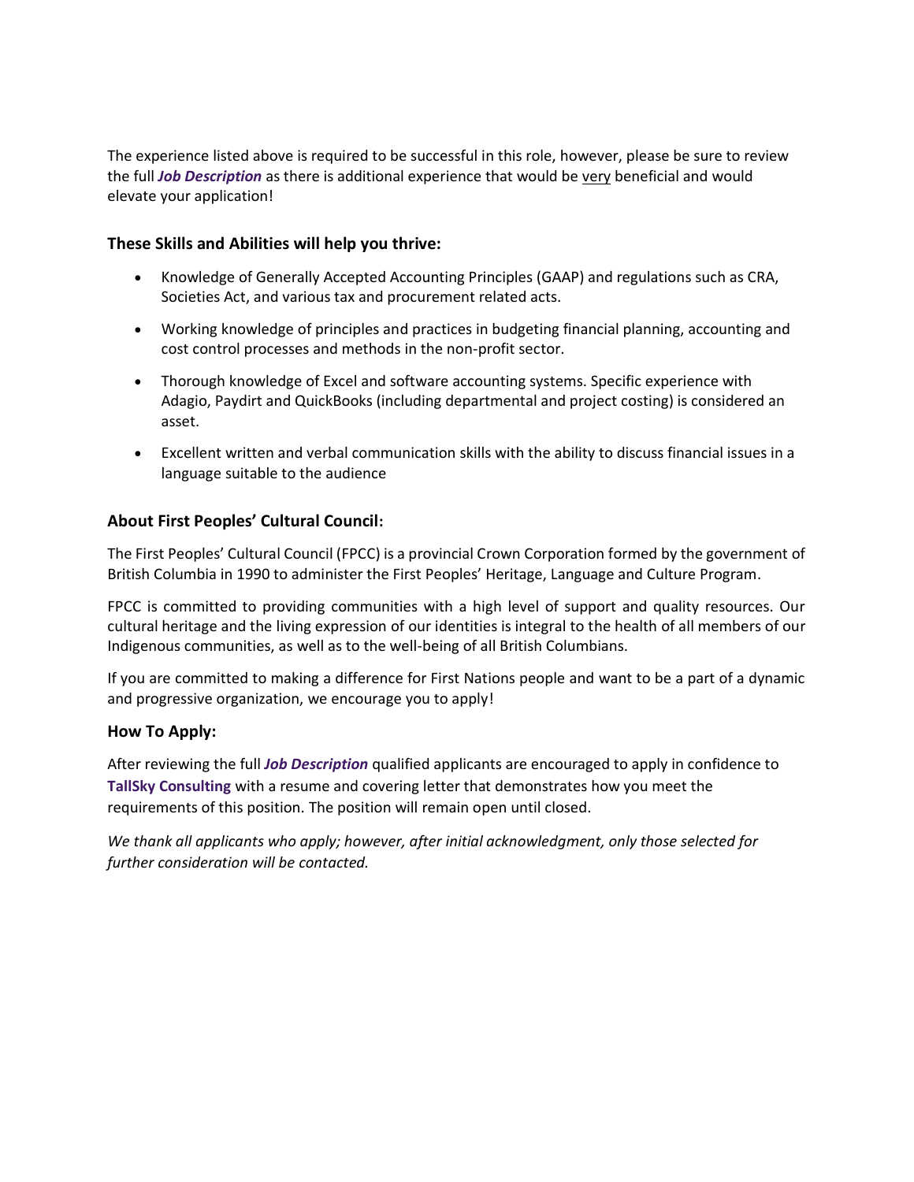The experience listed above is required to be successful in this role, however, please be sure to review the full ***Job Description*** as there is additional experience that would be very beneficial and would elevate your application!

### These Skills and Abilities will help you thrive:

- Knowledge of Generally Accepted Accounting Principles (GAAP) and regulations such as CRA, Societies Act, and various tax and procurement related acts.
- Working knowledge of principles and practices in budgeting financial planning, accounting and cost control processes and methods in the non-profit sector.
- Thorough knowledge of Excel and software accounting systems. Specific experience with Adagio, Paydirt and QuickBooks (including departmental and project costing) is considered an asset.
- Excellent written and verbal communication skills with the ability to discuss financial issues in a language suitable to the audience

### About First Peoples' Cultural Council:

The First Peoples' Cultural Council (FPCC) is a provincial Crown Corporation formed by the government of British Columbia in 1990 to administer the First Peoples' Heritage, Language and Culture Program.

FPCC is committed to providing communities with a high level of support and quality resources. Our cultural heritage and the living expression of our identities is integral to the health of all members of our Indigenous communities, as well as to the well-being of all British Columbians.

If you are committed to making a difference for First Nations people and want to be a part of a dynamic and progressive organization, we encourage you to apply!

### How To Apply:

After reviewing the full ***Job Description*** qualified applicants are encouraged to apply in confidence to **TallSky Consulting** with a resume and covering letter that demonstrates how you meet the requirements of this position. The position will remain open until closed.

*We thank all applicants who apply; however, after initial acknowledgment, only those selected for further consideration will be contacted.*